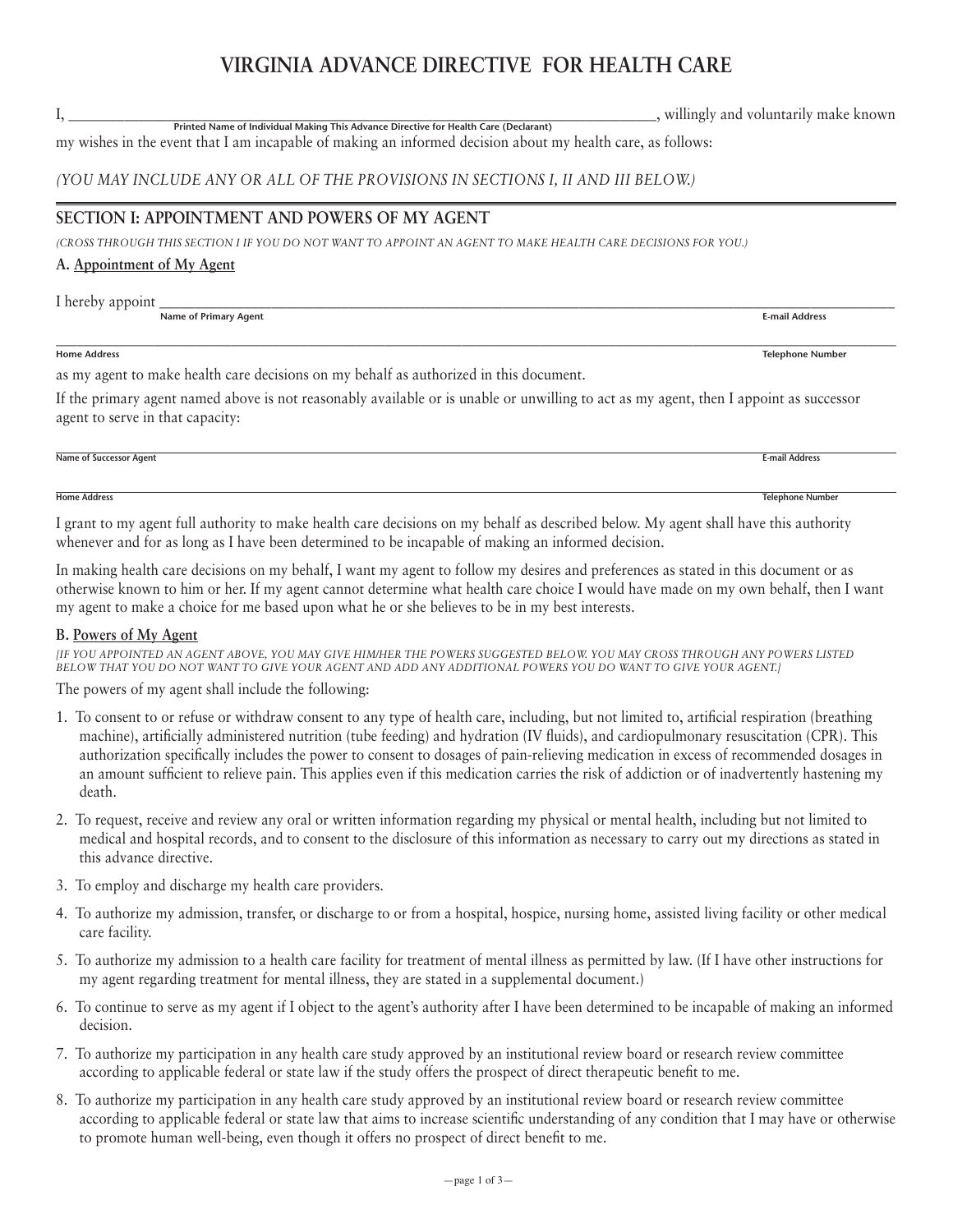# VIRGINIA ADVANCE DIRECTIVE FOR HEALTH CARE

I, ______________________________________________, willingly and voluntarily make known
Printed Name of Individual Making This Advance Directive for Health Care (Declarant)

my wishes in the event that I am incapable of making an informed decision about my health care, as follows:

*(YOU MAY INCLUDE ANY OR ALL OF THE PROVISIONS IN SECTIONS I, II AND III BELOW.)*

## SECTION I: APPOINTMENT AND POWERS OF MY AGENT

*(CROSS THROUGH THIS SECTION I IF YOU DO NOT WANT TO APPOINT AN AGENT TO MAKE HEALTH CARE DECISIONS FOR YOU.)*

### A. Appointment of My Agent

I hereby appoint ______________________________________________
Name of Primary Agent — E-mail Address

______________________________________________
Home Address — Telephone Number

as my agent to make health care decisions on my behalf as authorized in this document.

If the primary agent named above is not reasonably available or is unable or unwilling to act as my agent, then I appoint as successor agent to serve in that capacity:

______________________________________________
Name of Successor Agent — E-mail Address

______________________________________________
Home Address — Telephone Number

I grant to my agent full authority to make health care decisions on my behalf as described below. My agent shall have this authority whenever and for as long as I have been determined to be incapable of making an informed decision.

In making health care decisions on my behalf, I want my agent to follow my desires and preferences as stated in this document or as otherwise known to him or her. If my agent cannot determine what health care choice I would have made on my own behalf, then I want my agent to make a choice for me based upon what he or she believes to be in my best interests.

### B. Powers of My Agent

*[IF YOU APPOINTED AN AGENT ABOVE, YOU MAY GIVE HIM/HER THE POWERS SUGGESTED BELOW. YOU MAY CROSS THROUGH ANY POWERS LISTED BELOW THAT YOU DO NOT WANT TO GIVE YOUR AGENT AND ADD ANY ADDITIONAL POWERS YOU DO WANT TO GIVE YOUR AGENT.]*

The powers of my agent shall include the following:

1. To consent to or refuse or withdraw consent to any type of health care, including, but not limited to, artificial respiration (breathing machine), artificially administered nutrition (tube feeding) and hydration (IV fluids), and cardiopulmonary resuscitation (CPR). This authorization specifically includes the power to consent to dosages of pain-relieving medication in excess of recommended dosages in an amount sufficient to relieve pain. This applies even if this medication carries the risk of addiction or of inadvertently hastening my death.
2. To request, receive and review any oral or written information regarding my physical or mental health, including but not limited to medical and hospital records, and to consent to the disclosure of this information as necessary to carry out my directions as stated in this advance directive.
3. To employ and discharge my health care providers.
4. To authorize my admission, transfer, or discharge to or from a hospital, hospice, nursing home, assisted living facility or other medical care facility.
5. To authorize my admission to a health care facility for treatment of mental illness as permitted by law. (If I have other instructions for my agent regarding treatment for mental illness, they are stated in a supplemental document.)
6. To continue to serve as my agent if I object to the agent's authority after I have been determined to be incapable of making an informed decision.
7. To authorize my participation in any health care study approved by an institutional review board or research review committee according to applicable federal or state law if the study offers the prospect of direct therapeutic benefit to me.
8. To authorize my participation in any health care study approved by an institutional review board or research review committee according to applicable federal or state law that aims to increase scientific understanding of any condition that I may have or otherwise to promote human well-being, even though it offers no prospect of direct benefit to me.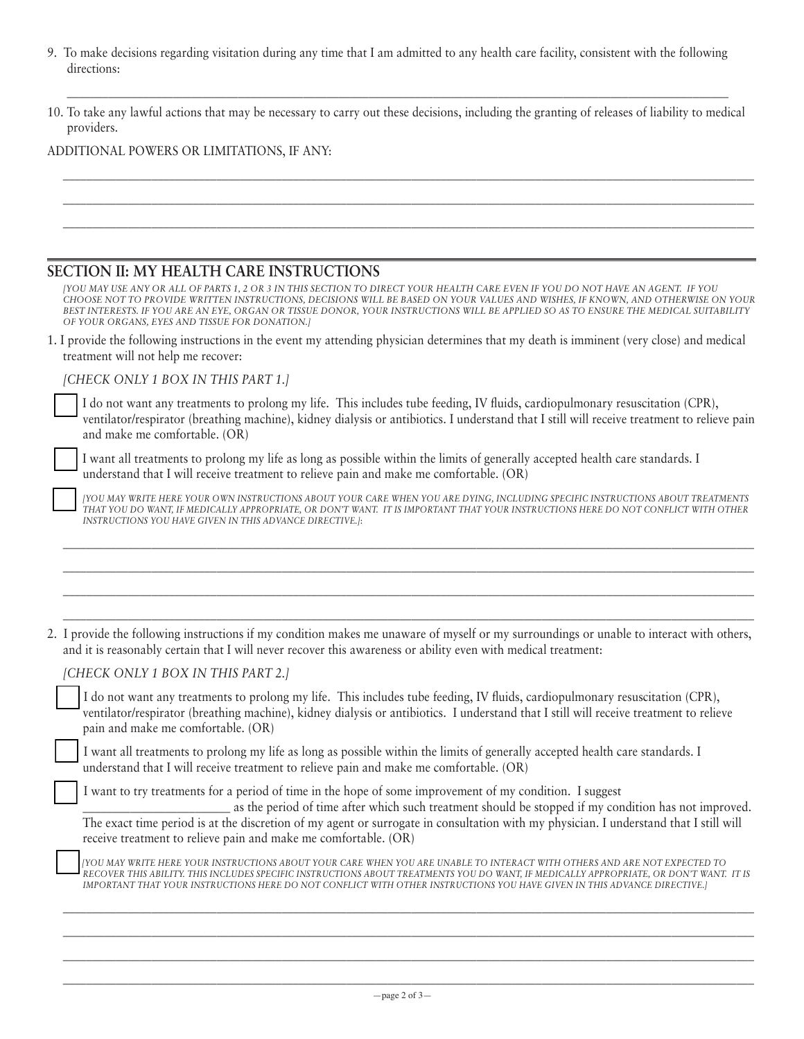9. To make decisions regarding visitation during any time that I am admitted to any health care facility, consistent with the following directions:

   ______________________________________________________________________________________________

10. To take any lawful actions that may be necessary to carry out these decisions, including the granting of releases of liability to medical providers.

ADDITIONAL POWERS OR LIMITATIONS, IF ANY:

______________________________________________________________________________________________

______________________________________________________________________________________________

______________________________________________________________________________________________

## SECTION II: MY HEALTH CARE INSTRUCTIONS

*[YOU MAY USE ANY OR ALL OF PARTS 1, 2 OR 3 IN THIS SECTION TO DIRECT YOUR HEALTH CARE EVEN IF YOU DO NOT HAVE AN AGENT. IF YOU CHOOSE NOT TO PROVIDE WRITTEN INSTRUCTIONS, DECISIONS WILL BE BASED ON YOUR VALUES AND WISHES, IF KNOWN, AND OTHERWISE ON YOUR BEST INTERESTS. IF YOU ARE AN EYE, ORGAN OR TISSUE DONOR, YOUR INSTRUCTIONS WILL BE APPLIED SO AS TO ENSURE THE MEDICAL SUITABILITY OF YOUR ORGANS, EYES AND TISSUE FOR DONATION.]*

1. I provide the following instructions in the event my attending physician determines that my death is imminent (very close) and medical treatment will not help me recover:

   *[CHECK ONLY 1 BOX IN THIS PART 1.]*

   ☐ I do not want any treatments to prolong my life. This includes tube feeding, IV fluids, cardiopulmonary resuscitation (CPR), ventilator/respirator (breathing machine), kidney dialysis or antibiotics. I understand that I still will receive treatment to relieve pain and make me comfortable. (OR)

   ☐ I want all treatments to prolong my life as long as possible within the limits of generally accepted health care standards. I understand that I will receive treatment to relieve pain and make me comfortable. (OR)

   ☐ *[YOU MAY WRITE HERE YOUR OWN INSTRUCTIONS ABOUT YOUR CARE WHEN YOU ARE DYING, INCLUDING SPECIFIC INSTRUCTIONS ABOUT TREATMENTS THAT YOU DO WANT, IF MEDICALLY APPROPRIATE, OR DON'T WANT. IT IS IMPORTANT THAT YOUR INSTRUCTIONS HERE DO NOT CONFLICT WITH OTHER INSTRUCTIONS YOU HAVE GIVEN IN THIS ADVANCE DIRECTIVE.]*:

   ______________________________________________________________________________________________

   ______________________________________________________________________________________________

   ______________________________________________________________________________________________

   ______________________________________________________________________________________________

2. I provide the following instructions if my condition makes me unaware of myself or my surroundings or unable to interact with others, and it is reasonably certain that I will never recover this awareness or ability even with medical treatment:

   *[CHECK ONLY 1 BOX IN THIS PART 2.]*

   ☐ I do not want any treatments to prolong my life. This includes tube feeding, IV fluids, cardiopulmonary resuscitation (CPR), ventilator/respirator (breathing machine), kidney dialysis or antibiotics. I understand that I still will receive treatment to relieve pain and make me comfortable. (OR)

   ☐ I want all treatments to prolong my life as long as possible within the limits of generally accepted health care standards. I understand that I will receive treatment to relieve pain and make me comfortable. (OR)

   ☐ I want to try treatments for a period of time in the hope of some improvement of my condition. I suggest ______________________ as the period of time after which such treatment should be stopped if my condition has not improved. The exact time period is at the discretion of my agent or surrogate in consultation with my physician. I understand that I still will receive treatment to relieve pain and make me comfortable. (OR)

   ☐ *[YOU MAY WRITE HERE YOUR INSTRUCTIONS ABOUT YOUR CARE WHEN YOU ARE UNABLE TO INTERACT WITH OTHERS AND ARE NOT EXPECTED TO RECOVER THIS ABILITY. THIS INCLUDES SPECIFIC INSTRUCTIONS ABOUT TREATMENTS YOU DO WANT, IF MEDICALLY APPROPRIATE, OR DON'T WANT. IT IS IMPORTANT THAT YOUR INSTRUCTIONS HERE DO NOT CONFLICT WITH OTHER INSTRUCTIONS YOU HAVE GIVEN IN THIS ADVANCE DIRECTIVE.]*

   ______________________________________________________________________________________________

   ______________________________________________________________________________________________

   ______________________________________________________________________________________________

   ______________________________________________________________________________________________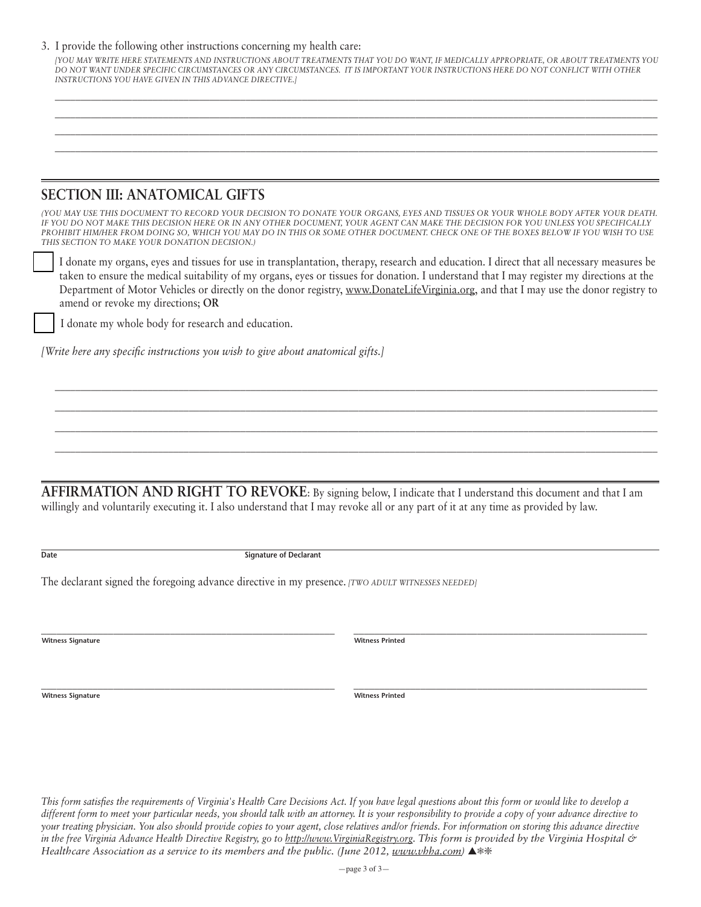3. I provide the following other instructions concerning my health care:

*[YOU MAY WRITE HERE STATEMENTS AND INSTRUCTIONS ABOUT TREATMENTS THAT YOU DO WANT, IF MEDICALLY APPROPRIATE, OR ABOUT TREATMENTS YOU DO NOT WANT UNDER SPECIFIC CIRCUMSTANCES OR ANY CIRCUMSTANCES. IT IS IMPORTANT YOUR INSTRUCTIONS HERE DO NOT CONFLICT WITH OTHER INSTRUCTIONS YOU HAVE GIVEN IN THIS ADVANCE DIRECTIVE.]*

______________________________________________________________________________

______________________________________________________________________________

______________________________________________________________________________

______________________________________________________________________________

## SECTION III: ANATOMICAL GIFTS

*(YOU MAY USE THIS DOCUMENT TO RECORD YOUR DECISION TO DONATE YOUR ORGANS, EYES AND TISSUES OR YOUR WHOLE BODY AFTER YOUR DEATH. IF YOU DO NOT MAKE THIS DECISION HERE OR IN ANY OTHER DOCUMENT, YOUR AGENT CAN MAKE THE DECISION FOR YOU UNLESS YOU SPECIFICALLY PROHIBIT HIM/HER FROM DOING SO, WHICH YOU MAY DO IN THIS OR SOME OTHER DOCUMENT. CHECK ONE OF THE BOXES BELOW IF YOU WISH TO USE THIS SECTION TO MAKE YOUR DONATION DECISION.)*

☐ I donate my organs, eyes and tissues for use in transplantation, therapy, research and education. I direct that all necessary measures be taken to ensure the medical suitability of my organs, eyes or tissues for donation. I understand that I may register my directions at the Department of Motor Vehicles or directly on the donor registry, www.DonateLifeVirginia.org, and that I may use the donor registry to amend or revoke my directions; **OR**

☐ I donate my whole body for research and education.

*[Write here any specific instructions you wish to give about anatomical gifts.]*

______________________________________________________________________________

______________________________________________________________________________

______________________________________________________________________________

______________________________________________________________________________

**AFFIRMATION AND RIGHT TO REVOKE**: By signing below, I indicate that I understand this document and that I am willingly and voluntarily executing it. I also understand that I may revoke all or any part of it at any time as provided by law.

______________________________________________________________________________

**Date** **Signature of Declarant**

The declarant signed the foregoing advance directive in my presence. *[TWO ADULT WITNESSES NEEDED]*

______________________________ ______________________________

**Witness Signature** **Witness Printed**

______________________________ ______________________________

**Witness Signature** **Witness Printed**

*This form satisfies the requirements of Virginia's Health Care Decisions Act. If you have legal questions about this form or would like to develop a different form to meet your particular needs, you should talk with an attorney. It is your responsibility to provide a copy of your advance directive to your treating physician. You also should provide copies to your agent, close relatives and/or friends. For information on storing this advance directive in the free Virginia Advance Health Directive Registry, go to http://www.VirginiaRegistry.org. This form is provided by the Virginia Hospital & Healthcare Association as a service to its members and the public. (June 2012, www.vhha.com)* ▲❋❋